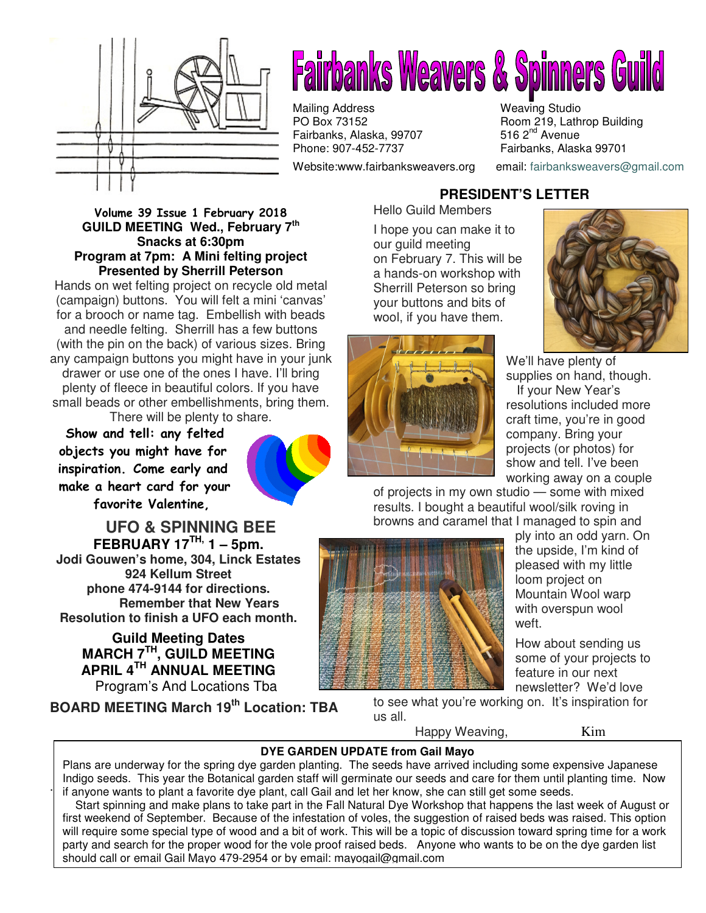# Fairbanks Weavers & Spinners Guild

Mailing Address
PO Box 73152
Fairbanks, Alaska, 99707
Phone: 907-452-7737

Weaving Studio
Room 219, Lathrop Building
516 2nd Avenue
Fairbanks, Alaska 99701

Website:www.fairbanksweavers.org email: fairbanksweavers@gmail.com

**Volume 39 Issue 1 February 2018**

**GUILD MEETING Wed., February 7th**
**Snacks at 6:30pm**
**Program at 7pm: A Mini felting project**
**Presented by Sherrill Peterson**

Hands on wet felting project on recycle old metal (campaign) buttons. You will felt a mini 'canvas' for a brooch or name tag. Embellish with beads and needle felting. Sherrill has a few buttons (with the pin on the back) of various sizes. Bring any campaign buttons you might have in your junk drawer or use one of the ones I have. I'll bring plenty of fleece in beautiful colors. If you have small beads or other embellishments, bring them. There will be plenty to share.

**Show and tell: any felted objects you might have for inspiration. Come early and make a heart card for your favorite Valentine,**

## UFO & SPINNING BEE

**FEBRUARY 17TH, 1 – 5pm.**
**Jodi Gouwen's home, 304, Linck Estates**
**924 Kellum Street**
**phone 474-9144 for directions.**
**Remember that New Years Resolution to finish a UFO each month.**

**Guild Meeting Dates**
**MARCH 7TH, GUILD MEETING**
**APRIL 4TH ANNUAL MEETING**
Program's And Locations Tba

**BOARD MEETING March 19th Location: TBA**

## PRESIDENT'S LETTER

Hello Guild Members

I hope you can make it to our guild meeting on February 7. This will be a hands-on workshop with Sherrill Peterson so bring your buttons and bits of wool, if you have them. We'll have plenty of supplies on hand, though.

If your New Year's resolutions included more craft time, you're in good company. Bring your projects (or photos) for show and tell. I've been working away on a couple of projects in my own studio — some with mixed results. I bought a beautiful wool/silk roving in browns and caramel that I managed to spin and ply into an odd yarn. On the upside, I'm kind of pleased with my little loom project on Mountain Wool warp with overspun wool weft.

How about sending us some of your projects to feature in our next newsletter? We'd love to see what you're working on. It's inspiration for us all.

Happy Weaving, Kim

### DYE GARDEN UPDATE from Gail Mayo

Plans are underway for the spring dye garden planting. The seeds have arrived including some expensive Japanese Indigo seeds. This year the Botanical garden staff will germinate our seeds and care for them until planting time. Now if anyone wants to plant a favorite dye plant, call Gail and let her know, she can still get some seeds.

Start spinning and make plans to take part in the Fall Natural Dye Workshop that happens the last week of August or first weekend of September. Because of the infestation of voles, the suggestion of raised beds was raised. This option will require some special type of wood and a bit of work. This will be a topic of discussion toward spring time for a work party and search for the proper wood for the vole proof raised beds. Anyone who wants to be on the dye garden list should call or email Gail Mayo 479-2954 or by email: mayogail@gmail.com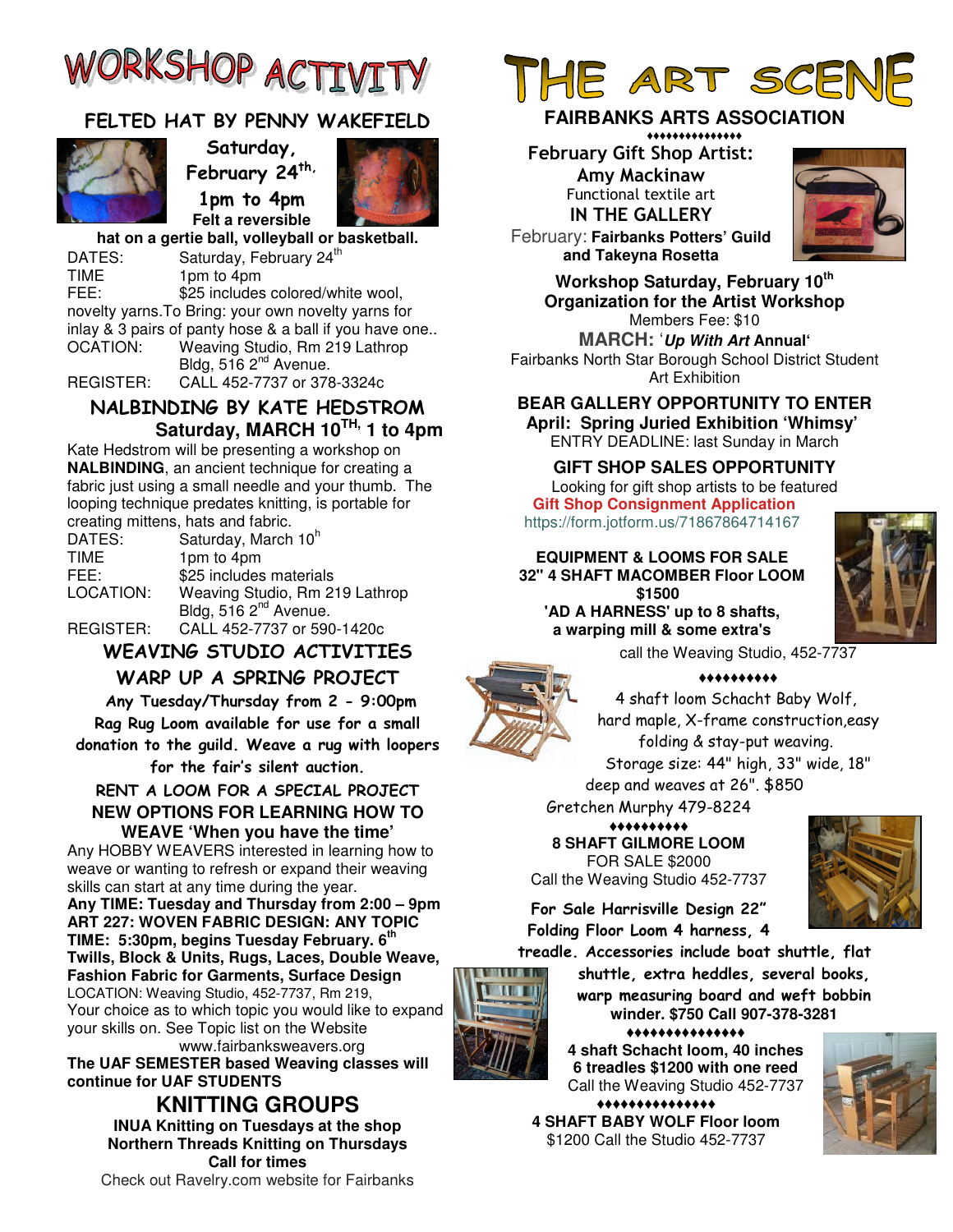# WORKSHOP ACTIVITY

## FELTED HAT BY PENNY WAKEFIELD

**Saturday, February 24th, 1pm to 4pm**

**Felt a reversible hat on a gertie ball, volleyball or basketball.**

DATES: Saturday, February 24th
TIME 1pm to 4pm
FEE: $25 includes colored/white wool, novelty yarns.To Bring: your own novelty yarns for inlay & 3 pairs of panty hose & a ball if you have one..
OCATION: Weaving Studio, Rm 219 Lathrop Bldg, 516 2nd Avenue.
REGISTER: CALL 452-7737 or 378-3324c

## NALBINDING BY KATE HEDSTROM

**Saturday, MARCH 10TH, 1 to 4pm**

Kate Hedstrom will be presenting a workshop on **NALBINDING**, an ancient technique for creating a fabric just using a small needle and your thumb. The looping technique predates knitting, is portable for creating mittens, hats and fabric.

DATES: Saturday, March 10h
TIME 1pm to 4pm
FEE: $25 includes materials
LOCATION: Weaving Studio, Rm 219 Lathrop Bldg, 516 2nd Avenue.
REGISTER: CALL 452-7737 or 590-1420c

## WEAVING STUDIO ACTIVITIES

### WARP UP A SPRING PROJECT

**Any Tuesday/Thursday from 2 - 9:00pm**

**Rag Rug Loom available for use for a small donation to the guild. Weave a rug with loopers for the fair's silent auction.**

### RENT A LOOM FOR A SPECIAL PROJECT

### NEW OPTIONS FOR LEARNING HOW TO WEAVE 'When you have the time'

Any HOBBY WEAVERS interested in learning how to weave or wanting to refresh or expand their weaving skills can start at any time during the year.

**Any TIME: Tuesday and Thursday from 2:00 – 9pm**
**ART 227: WOVEN FABRIC DESIGN: ANY TOPIC**
**TIME: 5:30pm, begins Tuesday February. 6th**
**Twills, Block & Units, Rugs, Laces, Double Weave, Fashion Fabric for Garments, Surface Design**
LOCATION: Weaving Studio, 452-7737, Rm 219,
Your choice as to which topic you would like to expand your skills on. See Topic list on the Website
www.fairbanksweavers.org

**The UAF SEMESTER based Weaving classes will continue for UAF STUDENTS**

## KNITTING GROUPS

**INUA Knitting on Tuesdays at the shop**
**Northern Threads Knitting on Thursdays**
**Call for times**

Check out Ravelry.com website for Fairbanks

# THE ART SCENE

## FAIRBANKS ARTS ASSOCIATION

♦♦♦♦♦♦♦♦♦♦♦♦♦♦

**February Gift Shop Artist:**
**Amy Mackinaw**
Functional textile art

**IN THE GALLERY**
February: **Fairbanks Potters' Guild and Takeyna Rosetta**

**Workshop Saturday, February 10th**
**Organization for the Artist Workshop**
Members Fee: $10

**MARCH:** '*Up With Art* **Annual'**
Fairbanks North Star Borough School District Student Art Exhibition

**BEAR GALLERY OPPORTUNITY TO ENTER**
**April: Spring Juried Exhibition 'Whimsy'**
ENTRY DEADLINE: last Sunday in March

**GIFT SHOP SALES OPPORTUNITY**
Looking for gift shop artists to be featured
**Gift Shop Consignment Application**
https://form.jotform.us/71867864714167

**EQUIPMENT & LOOMS FOR SALE**
**32" 4 SHAFT MACOMBER Floor LOOM**
**$1500**
**'AD A HARNESS' up to 8 shafts, a warping mill & some extra's**
call the Weaving Studio, 452-7737

♦♦♦♦♦♦♦♦♦♦

4 shaft loom Schacht Baby Wolf, hard maple, X-frame construction,easy folding & stay-put weaving. Storage size: 44" high, 33" wide, 18" deep and weaves at 26". $850
Gretchen Murphy 479-8224

♦♦♦♦♦♦♦♦♦♦

**8 SHAFT GILMORE LOOM**
FOR SALE $2000
Call the Weaving Studio 452-7737

**For Sale Harrisville Design 22" Folding Floor Loom 4 harness, 4 treadle. Accessories include boat shuttle, flat shuttle, extra heddles, several books, warp measuring board and weft bobbin winder. $750 Call 907-378-3281**

♦♦♦♦♦♦♦♦♦♦♦♦♦♦♦

**4 shaft Schacht loom, 40 inches**
**6 treadles $1200 with one reed**
Call the Weaving Studio 452-7737

♦♦♦♦♦♦♦♦♦♦♦♦♦♦♦

**4 SHAFT BABY WOLF Floor loom**
$1200 Call the Studio 452-7737